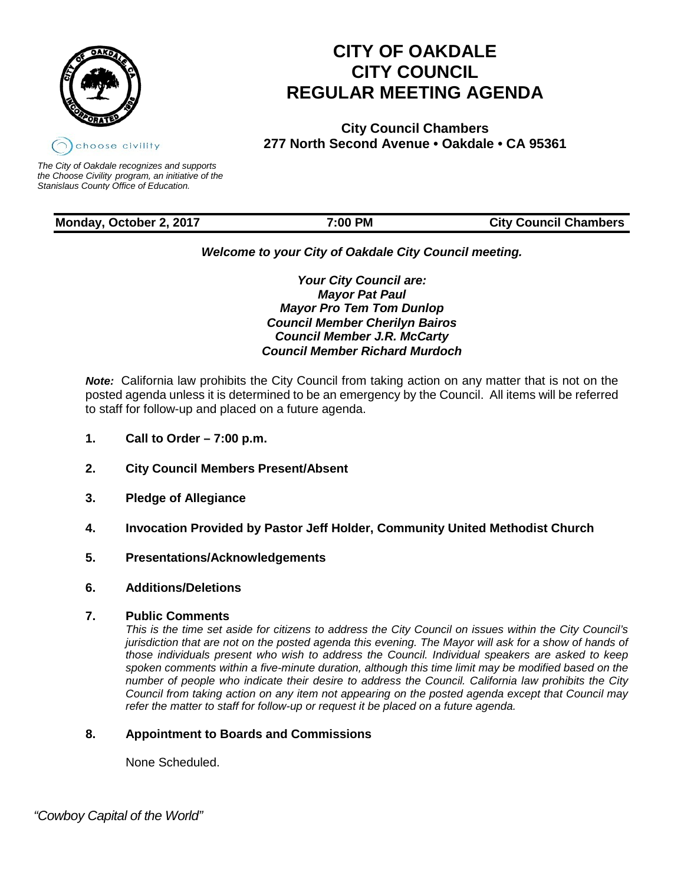# CITY OF OAKDALE
# CITY COUNCIL
# REGULAR MEETING AGENDA

**City Council Chambers**
**277 North Second Avenue • Oakdale • CA 95361**

choose civility

*The City of Oakdale recognizes and supports the Choose Civility program, an initiative of the Stanislaus County Office of Education.*

| **Monday, October 2, 2017** | **7:00 PM** | **City Council Chambers** |
|---|---|---|

***Welcome to your City of Oakdale City Council meeting.***

***Your City Council are:***
***Mayor Pat Paul***
***Mayor Pro Tem Tom Dunlop***
***Council Member Cherilyn Bairos***
***Council Member J.R. McCarty***
***Council Member Richard Murdoch***

***Note:*** California law prohibits the City Council from taking action on any matter that is not on the posted agenda unless it is determined to be an emergency by the Council. All items will be referred to staff for follow-up and placed on a future agenda.

**1. Call to Order – 7:00 p.m.**

**2. City Council Members Present/Absent**

**3. Pledge of Allegiance**

**4. Invocation Provided by Pastor Jeff Holder, Community United Methodist Church**

**5. Presentations/Acknowledgements**

**6. Additions/Deletions**

**7. Public Comments**

*This is the time set aside for citizens to address the City Council on issues within the City Council's jurisdiction that are not on the posted agenda this evening. The Mayor will ask for a show of hands of those individuals present who wish to address the Council. Individual speakers are asked to keep spoken comments within a five-minute duration, although this time limit may be modified based on the number of people who indicate their desire to address the Council. California law prohibits the City Council from taking action on any item not appearing on the posted agenda except that Council may refer the matter to staff for follow-up or request it be placed on a future agenda.*

**8. Appointment to Boards and Commissions**

None Scheduled.

*"Cowboy Capital of the World"*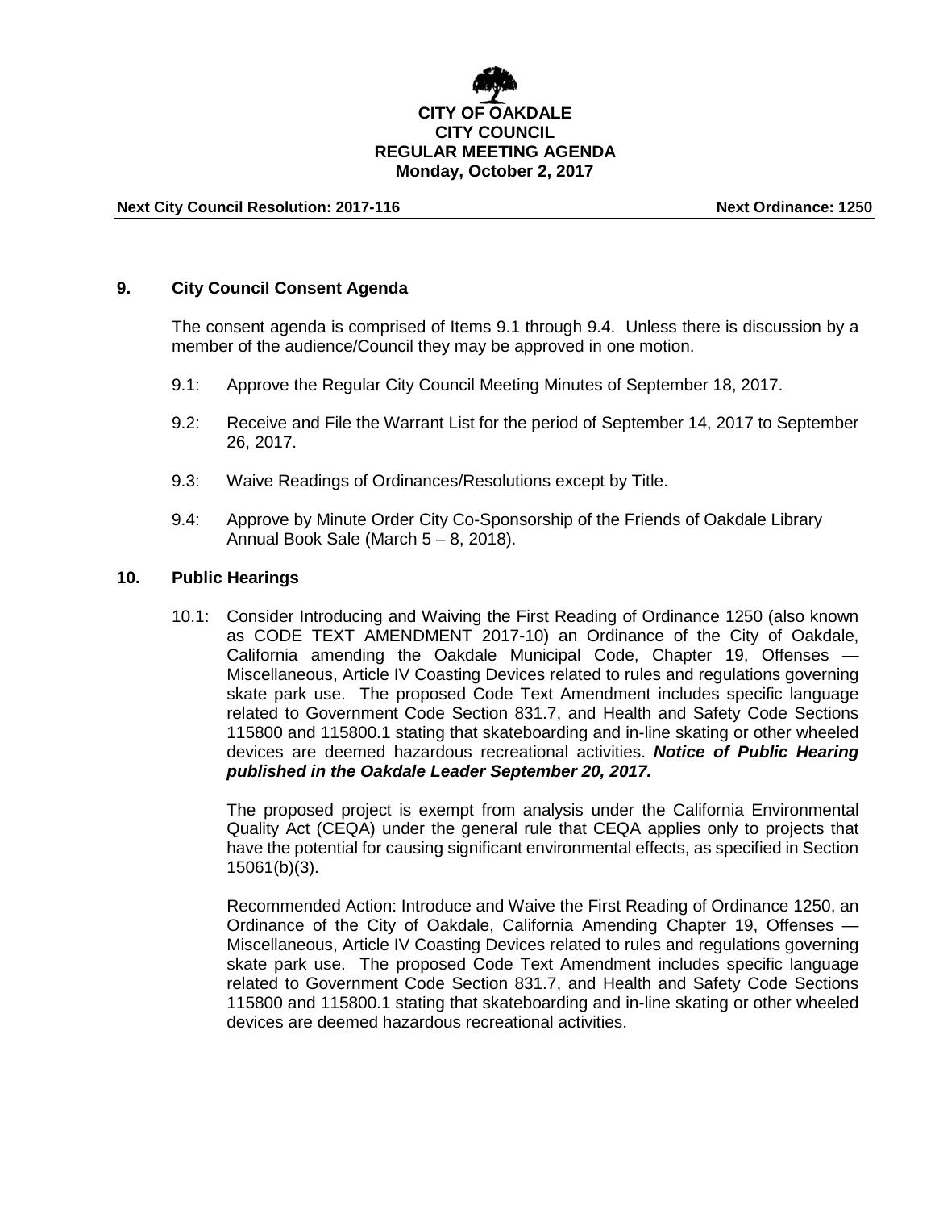**CITY OF OAKDALE**
**CITY COUNCIL**
**REGULAR MEETING AGENDA**
**Monday, October 2, 2017**

**Next City Council Resolution: 2017-116** **Next Ordinance: 1250**

## 9. City Council Consent Agenda

The consent agenda is comprised of Items 9.1 through 9.4. Unless there is discussion by a member of the audience/Council they may be approved in one motion.

9.1: Approve the Regular City Council Meeting Minutes of September 18, 2017.

9.2: Receive and File the Warrant List for the period of September 14, 2017 to September 26, 2017.

9.3: Waive Readings of Ordinances/Resolutions except by Title.

9.4: Approve by Minute Order City Co-Sponsorship of the Friends of Oakdale Library Annual Book Sale (March 5 – 8, 2018).

## 10. Public Hearings

10.1: Consider Introducing and Waiving the First Reading of Ordinance 1250 (also known as CODE TEXT AMENDMENT 2017-10) an Ordinance of the City of Oakdale, California amending the Oakdale Municipal Code, Chapter 19, Offenses — Miscellaneous, Article IV Coasting Devices related to rules and regulations governing skate park use. The proposed Code Text Amendment includes specific language related to Government Code Section 831.7, and Health and Safety Code Sections 115800 and 115800.1 stating that skateboarding and in-line skating or other wheeled devices are deemed hazardous recreational activities. ***Notice of Public Hearing published in the Oakdale Leader September 20, 2017.***

The proposed project is exempt from analysis under the California Environmental Quality Act (CEQA) under the general rule that CEQA applies only to projects that have the potential for causing significant environmental effects, as specified in Section 15061(b)(3).

Recommended Action: Introduce and Waive the First Reading of Ordinance 1250, an Ordinance of the City of Oakdale, California Amending Chapter 19, Offenses — Miscellaneous, Article IV Coasting Devices related to rules and regulations governing skate park use. The proposed Code Text Amendment includes specific language related to Government Code Section 831.7, and Health and Safety Code Sections 115800 and 115800.1 stating that skateboarding and in-line skating or other wheeled devices are deemed hazardous recreational activities.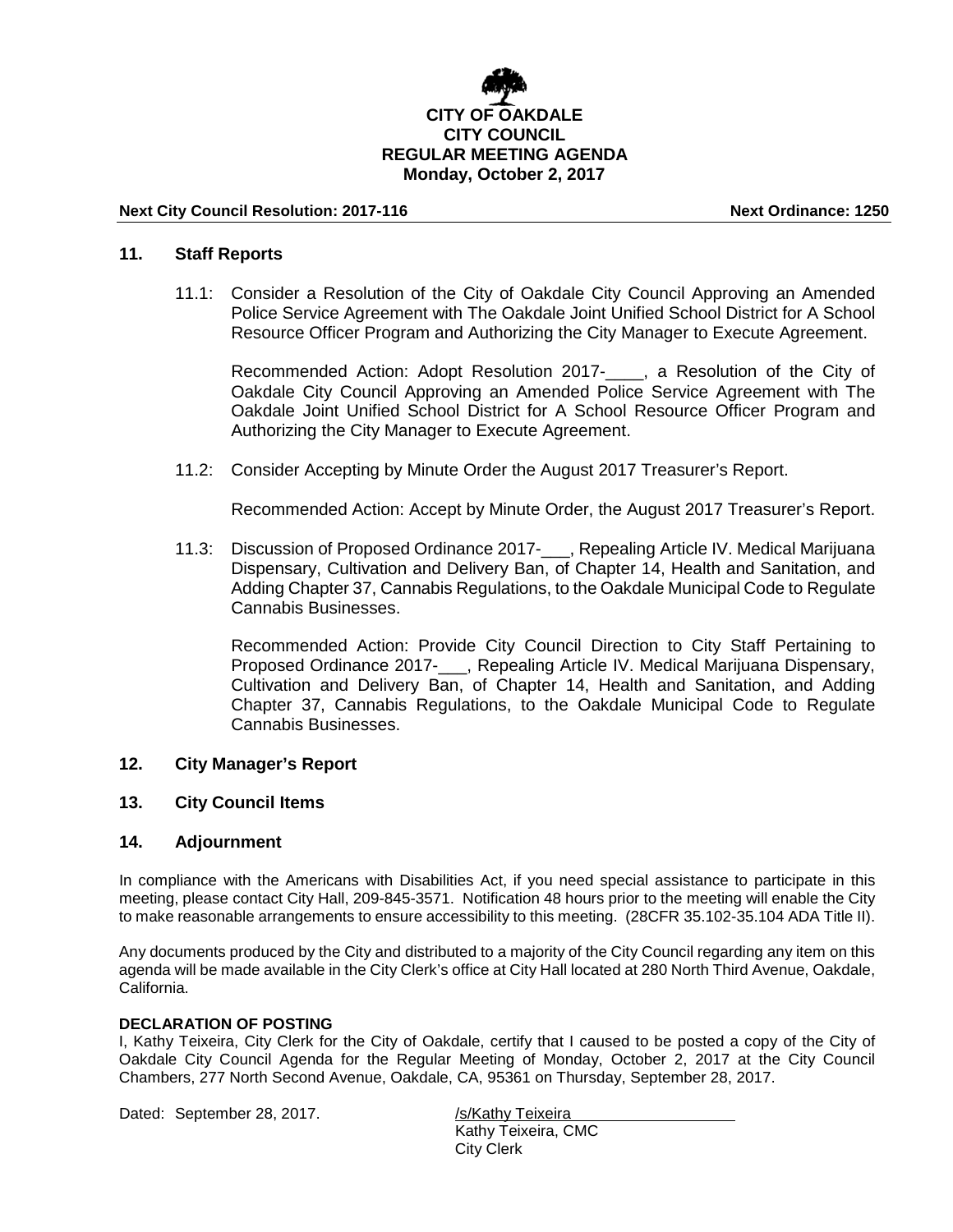**CITY OF OAKDALE**
**CITY COUNCIL**
**REGULAR MEETING AGENDA**
**Monday, October 2, 2017**

**Next City Council Resolution: 2017-116** **Next Ordinance: 1250**

## 11. Staff Reports

11.1: Consider a Resolution of the City of Oakdale City Council Approving an Amended Police Service Agreement with The Oakdale Joint Unified School District for A School Resource Officer Program and Authorizing the City Manager to Execute Agreement.

Recommended Action: Adopt Resolution 2017-____, a Resolution of the City of Oakdale City Council Approving an Amended Police Service Agreement with The Oakdale Joint Unified School District for A School Resource Officer Program and Authorizing the City Manager to Execute Agreement.

11.2: Consider Accepting by Minute Order the August 2017 Treasurer's Report.

Recommended Action: Accept by Minute Order, the August 2017 Treasurer's Report.

11.3: Discussion of Proposed Ordinance 2017-___, Repealing Article IV. Medical Marijuana Dispensary, Cultivation and Delivery Ban, of Chapter 14, Health and Sanitation, and Adding Chapter 37, Cannabis Regulations, to the Oakdale Municipal Code to Regulate Cannabis Businesses.

Recommended Action: Provide City Council Direction to City Staff Pertaining to Proposed Ordinance 2017-___, Repealing Article IV. Medical Marijuana Dispensary, Cultivation and Delivery Ban, of Chapter 14, Health and Sanitation, and Adding Chapter 37, Cannabis Regulations, to the Oakdale Municipal Code to Regulate Cannabis Businesses.

## 12. City Manager's Report

## 13. City Council Items

## 14. Adjournment

In compliance with the Americans with Disabilities Act, if you need special assistance to participate in this meeting, please contact City Hall, 209-845-3571. Notification 48 hours prior to the meeting will enable the City to make reasonable arrangements to ensure accessibility to this meeting. (28CFR 35.102-35.104 ADA Title II).

Any documents produced by the City and distributed to a majority of the City Council regarding any item on this agenda will be made available in the City Clerk's office at City Hall located at 280 North Third Avenue, Oakdale, California.

**DECLARATION OF POSTING**
I, Kathy Teixeira, City Clerk for the City of Oakdale, certify that I caused to be posted a copy of the City of Oakdale City Council Agenda for the Regular Meeting of Monday, October 2, 2017 at the City Council Chambers, 277 North Second Avenue, Oakdale, CA, 95361 on Thursday, September 28, 2017.

Dated: September 28, 2017.

/s/Kathy Teixeira
Kathy Teixeira, CMC
City Clerk